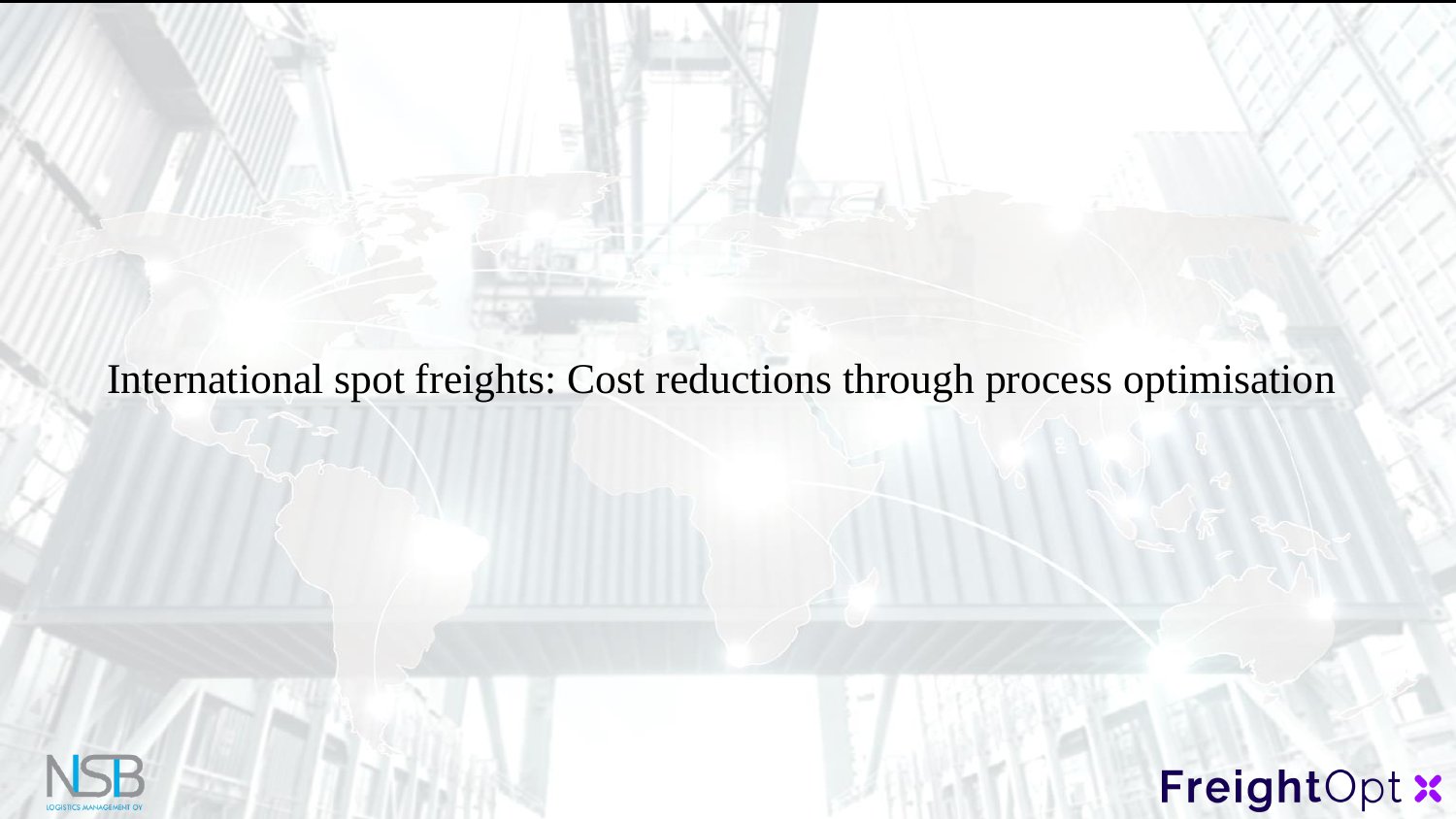# International spot freights: Cost reductions through process optimisation

NSB LOGISTICS MANAGEMENT OY

FreightOpt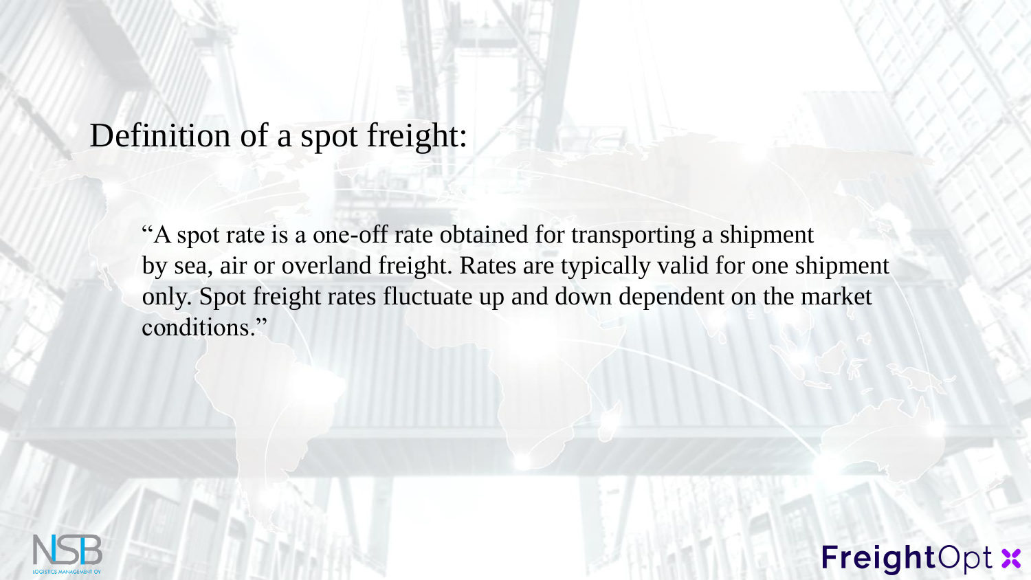# Definition of a spot freight:

"A spot rate is a one-off rate obtained for transporting a shipment by sea, air or overland freight. Rates are typically valid for one shipment only. Spot freight rates fluctuate up and down dependent on the market conditions."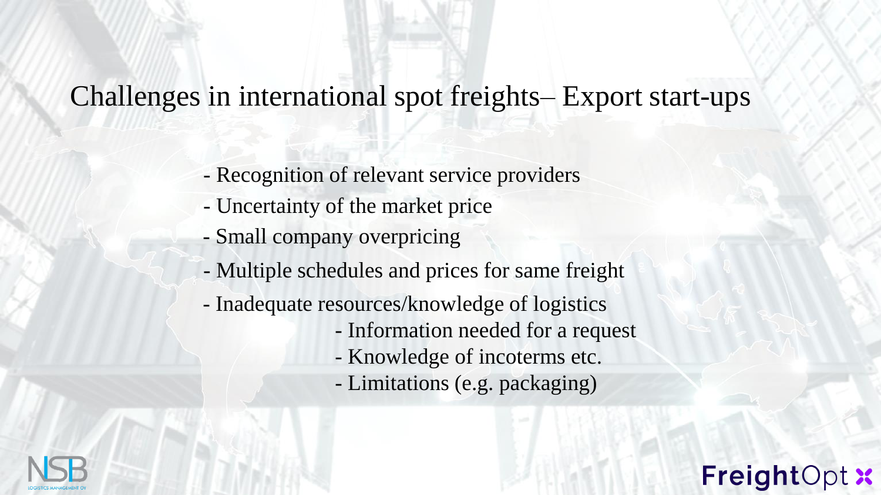# Challenges in international spot freights– Export start-ups

- Recognition of relevant service providers
- Uncertainty of the market price
- Small company overpricing
- Multiple schedules and prices for same freight
- Inadequate resources/knowledge of logistics
  - Information needed for a request
  - Knowledge of incoterms etc.
  - Limitations (e.g. packaging)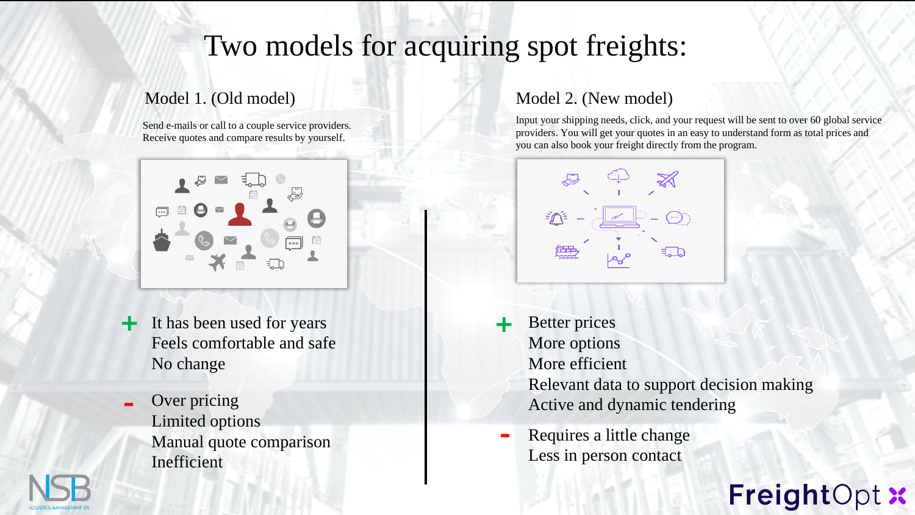# Two models for acquiring spot freights:

## Model 1. (Old model)

Send e-mails or call to a couple service providers.
Receive quotes and compare results by yourself.

**+**
- It has been used for years
- Feels comfortable and safe
- No change

**-**
- Over pricing
- Limited options
- Manual quote comparison
- Inefficient

## Model 2. (New model)

Input your shipping needs, click, and your request will be sent to over 60 global service providers. You will get your quotes in an easy to understand form as total prices and you can also book your freight directly from the program.

**+**
- Better prices
- More options
- More efficient
- Relevant data to support decision making
- Active and dynamic tendering

**-**
- Requires a little change
- Less in person contact

NSB LOGISTICS MANAGEMENT OY

FreightOpt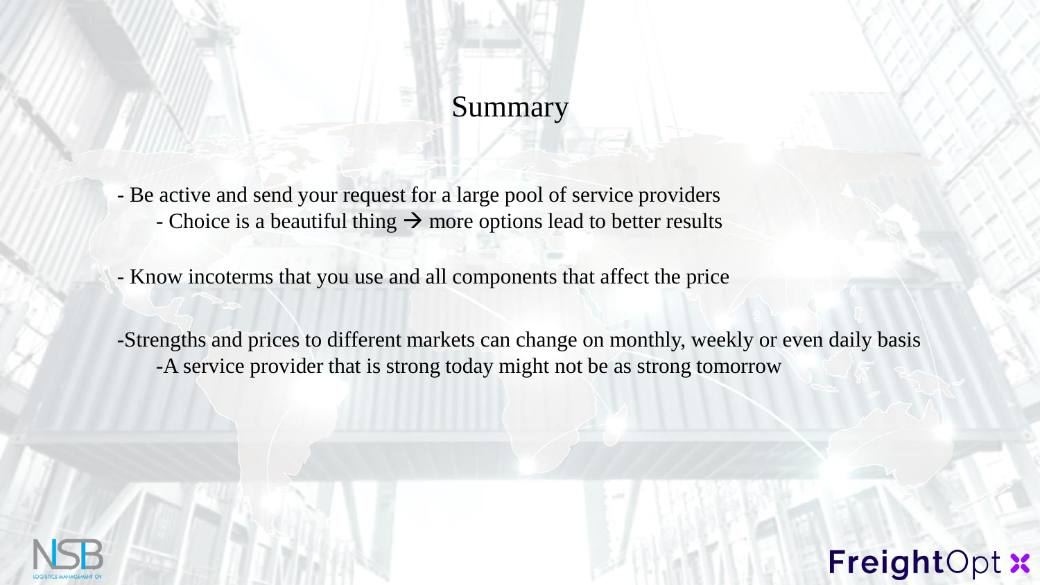# Summary

- Be active and send your request for a large pool of service providers
  - Choice is a beautiful thing → more options lead to better results

- Know incoterms that you use and all components that affect the price

- Strengths and prices to different markets can change on monthly, weekly or even daily basis
  - A service provider that is strong today might not be as strong tomorrow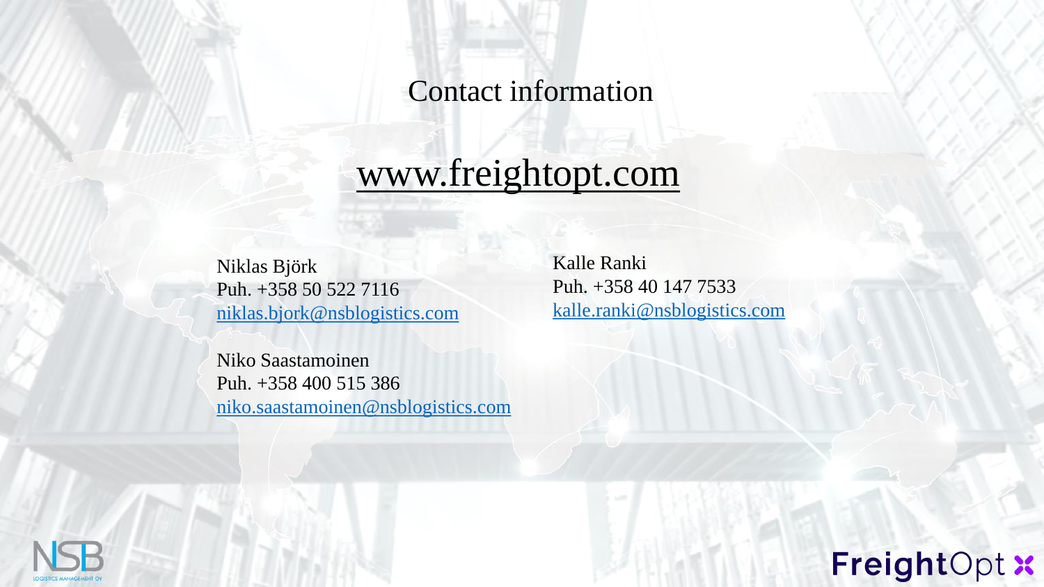# Contact information

## www.freightopt.com

Niklas Björk
Puh. +358 50 522 7116
niklas.bjork@nsblogistics.com

Niko Saastamoinen
Puh. +358 400 515 386
niko.saastamoinen@nsblogistics.com

Kalle Ranki
Puh. +358 40 147 7533
kalle.ranki@nsblogistics.com

NSB LOGISTICS MANAGEMENT OY

FreightOpt